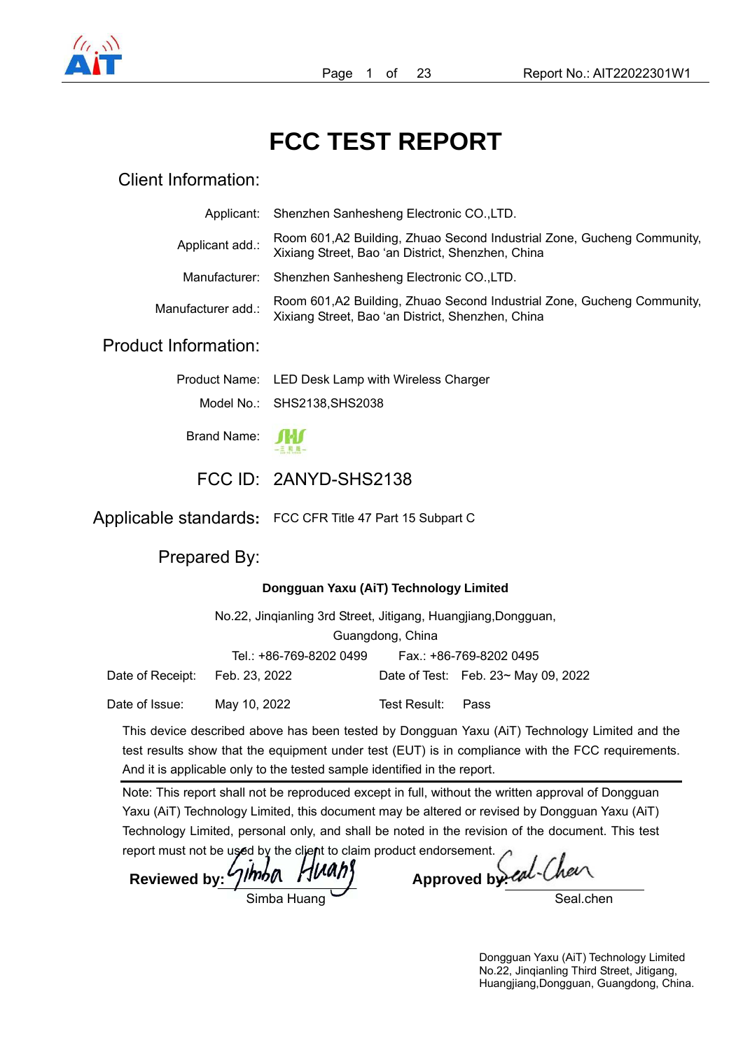# FCC TEST REPORT

## Client Information:

| | |
|---|---|
| Applicant: | Shenzhen Sanhesheng Electronic CO.,LTD. |
| Applicant add.: | Room 601,A2 Building, Zhuao Second Industrial Zone, Gucheng Community, Xixiang Street, Bao 'an District, Shenzhen, China |
| Manufacturer: | Shenzhen Sanhesheng Electronic CO.,LTD. |
| Manufacturer add.: | Room 601,A2 Building, Zhuao Second Industrial Zone, Gucheng Community, Xixiang Street, Bao 'an District, Shenzhen, China |

## Product Information:

| | |
|---|---|
| Product Name: | LED Desk Lamp with Wireless Charger |
| Model No.: | SHS2138,SHS2038 |
| Brand Name: | SHS |
| FCC ID: | 2ANYD-SHS2138 |

**Applicable standards:** FCC CFR Title 47 Part 15 Subpart C

## Prepared By:

**Dongguan Yaxu (AiT) Technology Limited**

No.22, Jinqianling 3rd Street, Jitigang, Huangjiang,Dongguan, Guangdong, China

Tel.: +86-769-8202 0499 Fax.: +86-769-8202 0495

| | | | |
|---|---|---|---|
| Date of Receipt: | Feb. 23, 2022 | Date of Test: | Feb. 23~ May 09, 2022 |
| Date of Issue: | May 10, 2022 | Test Result: | Pass |

This device described above has been tested by Dongguan Yaxu (AiT) Technology Limited and the test results show that the equipment under test (EUT) is in compliance with the FCC requirements. And it is applicable only to the tested sample identified in the report.

Note: This report shall not be reproduced except in full, without the written approval of Dongguan Yaxu (AiT) Technology Limited, this document may be altered or revised by Dongguan Yaxu (AiT) Technology Limited, personal only, and shall be noted in the revision of the document. This test report must not be used by the client to claim product endorsement.

**Reviewed by:** Simba Huang **Approved by:** Seal.chen

Dongguan Yaxu (AiT) Technology Limited
No.22, Jinqianling Third Street, Jitigang, Huangjiang,Dongguan, Guangdong, China.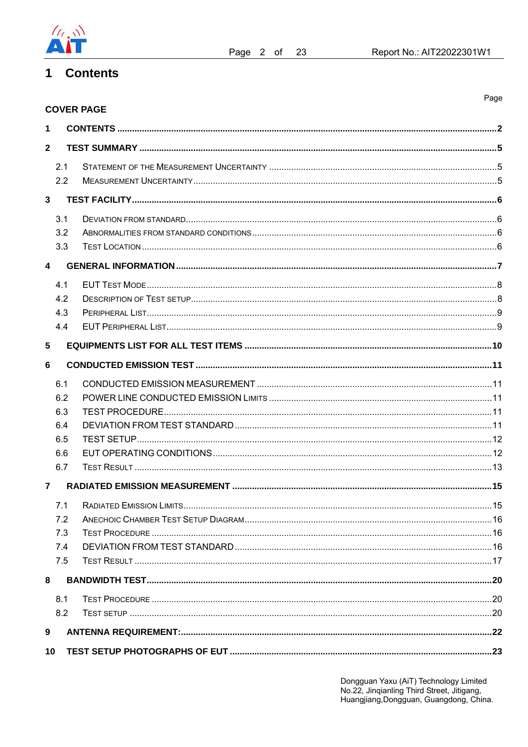# 1 Contents

Page

**COVER PAGE**

**1 CONTENTS** ......................................................................... 2

**2 TEST SUMMARY** ......................................................................... 5

- 2.1 STATEMENT OF THE MEASUREMENT UNCERTAINTY ......................................................................... 5
- 2.2 MEASUREMENT UNCERTAINTY ......................................................................... 5

**3 TEST FACILITY** ......................................................................... 6

- 3.1 DEVIATION FROM STANDARD ......................................................................... 6
- 3.2 ABNORMALITIES FROM STANDARD CONDITIONS ......................................................................... 6
- 3.3 TEST LOCATION ......................................................................... 6

**4 GENERAL INFORMATION** ......................................................................... 7

- 4.1 EUT TEST MODE ......................................................................... 8
- 4.2 DESCRIPTION OF TEST SETUP ......................................................................... 8
- 4.3 PERIPHERAL LIST ......................................................................... 9
- 4.4 EUT PERIPHERAL LIST ......................................................................... 9

**5 EQUIPMENTS LIST FOR ALL TEST ITEMS** ......................................................................... 10

**6 CONDUCTED EMISSION TEST** ......................................................................... 11

- 6.1 CONDUCTED EMISSION MEASUREMENT ......................................................................... 11
- 6.2 POWER LINE CONDUCTED EMISSION LIMITS ......................................................................... 11
- 6.3 TEST PROCEDURE ......................................................................... 11
- 6.4 DEVIATION FROM TEST STANDARD ......................................................................... 11
- 6.5 TEST SETUP ......................................................................... 12
- 6.6 EUT OPERATING CONDITIONS ......................................................................... 12
- 6.7 TEST RESULT ......................................................................... 13

**7 RADIATED EMISSION MEASUREMENT** ......................................................................... 15

- 7.1 RADIATED EMISSION LIMITS ......................................................................... 15
- 7.2 ANECHOIC CHAMBER TEST SETUP DIAGRAM ......................................................................... 16
- 7.3 TEST PROCEDURE ......................................................................... 16
- 7.4 DEVIATION FROM TEST STANDARD ......................................................................... 16
- 7.5 TEST RESULT ......................................................................... 17

**8 BANDWIDTH TEST** ......................................................................... 20

- 8.1 TEST PROCEDURE ......................................................................... 20
- 8.2 TEST SETUP ......................................................................... 20

**9 ANTENNA REQUIREMENT:** ......................................................................... 22

**10 TEST SETUP PHOTOGRAPHS OF EUT** ......................................................................... 23

Dongguan Yaxu (AiT) Technology Limited
No.22, Jinqianling Third Street, Jitigang,
Huangjiang,Dongguan, Guangdong, China.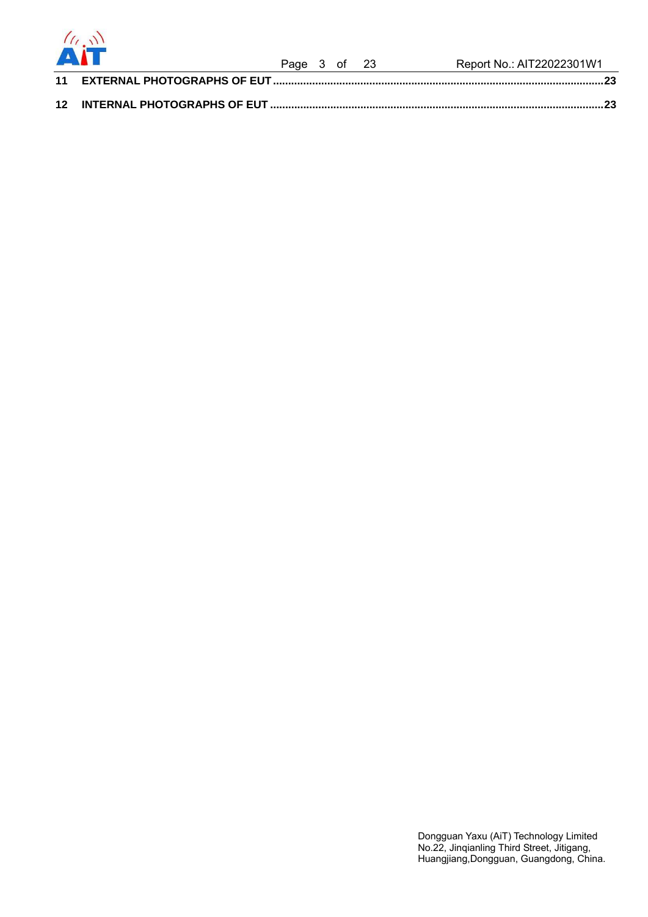**11 EXTERNAL PHOTOGRAPHS OF EUT** ......................................................................................................... **23**

**12 INTERNAL PHOTOGRAPHS OF EUT** ......................................................................................................... **23**

Dongguan Yaxu (AiT) Technology Limited
No.22, Jinqianling Third Street, Jitigang,
Huangjiang,Dongguan, Guangdong, China.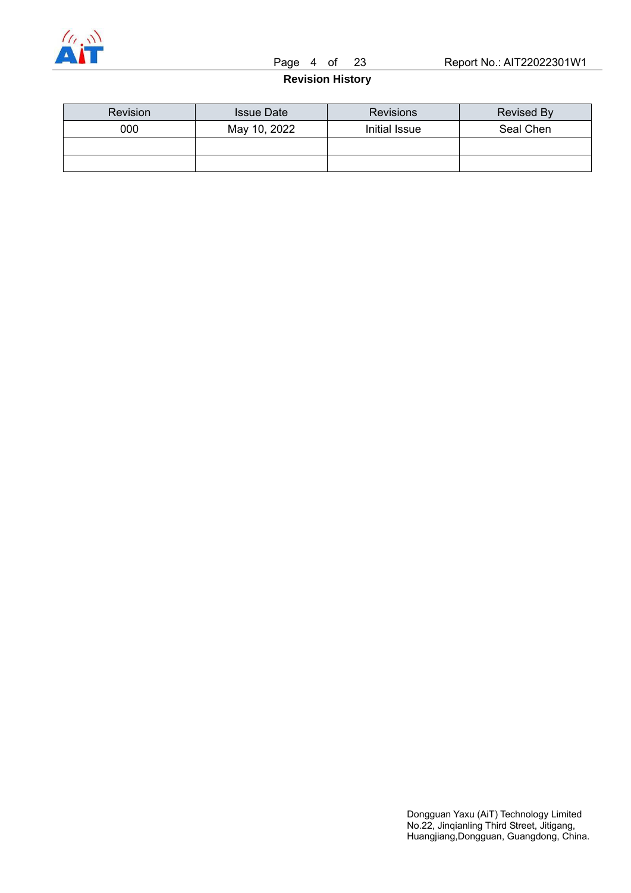**Revision History**

| Revision | Issue Date | Revisions | Revised By |
| --- | --- | --- | --- |
| 000 | May 10, 2022 | Initial Issue | Seal Chen |
| | | | |
| | | | |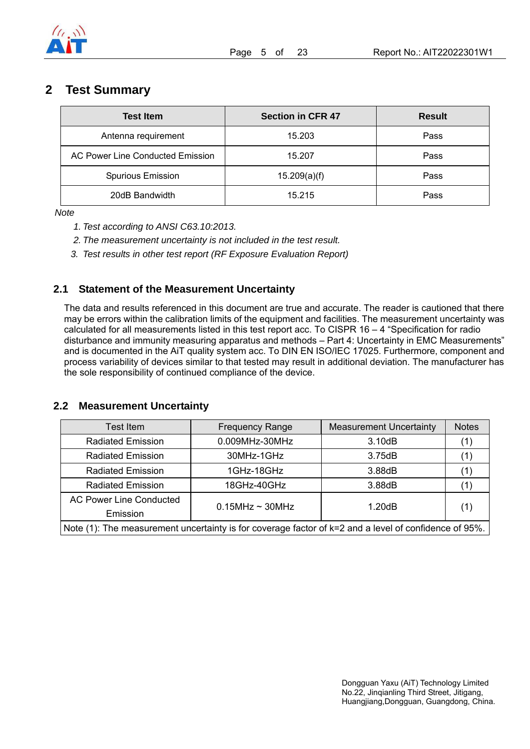## 2 Test Summary

| Test Item | Section in CFR 47 | Result |
|---|---|---|
| Antenna requirement | 15.203 | Pass |
| AC Power Line Conducted Emission | 15.207 | Pass |
| Spurious Emission | 15.209(a)(f) | Pass |
| 20dB Bandwidth | 15.215 | Pass |

*Note*

1. *Test according to ANSI C63.10:2013.*
2. *The measurement uncertainty is not included in the test result.*
3. *Test results in other test report (RF Exposure Evaluation Report)*

### 2.1 Statement of the Measurement Uncertainty

The data and results referenced in this document are true and accurate. The reader is cautioned that there may be errors within the calibration limits of the equipment and facilities. The measurement uncertainty was calculated for all measurements listed in this test report acc. To CISPR 16 – 4 "Specification for radio disturbance and immunity measuring apparatus and methods – Part 4: Uncertainty in EMC Measurements" and is documented in the AiT quality system acc. To DIN EN ISO/IEC 17025. Furthermore, component and process variability of devices similar to that tested may result in additional deviation. The manufacturer has the sole responsibility of continued compliance of the device.

### 2.2 Measurement Uncertainty

| Test Item | Frequency Range | Measurement Uncertainty | Notes |
|---|---|---|---|
| Radiated Emission | 0.009MHz-30MHz | 3.10dB | (1) |
| Radiated Emission | 30MHz-1GHz | 3.75dB | (1) |
| Radiated Emission | 1GHz-18GHz | 3.88dB | (1) |
| Radiated Emission | 18GHz-40GHz | 3.88dB | (1) |
| AC Power Line Conducted Emission | 0.15MHz ~ 30MHz | 1.20dB | (1) |
| Note (1): The measurement uncertainty is for coverage factor of k=2 and a level of confidence of 95%. | | | |

Dongguan Yaxu (AiT) Technology Limited
No.22, Jinqianling Third Street, Jitigang,
Huangjiang,Dongguan, Guangdong, China.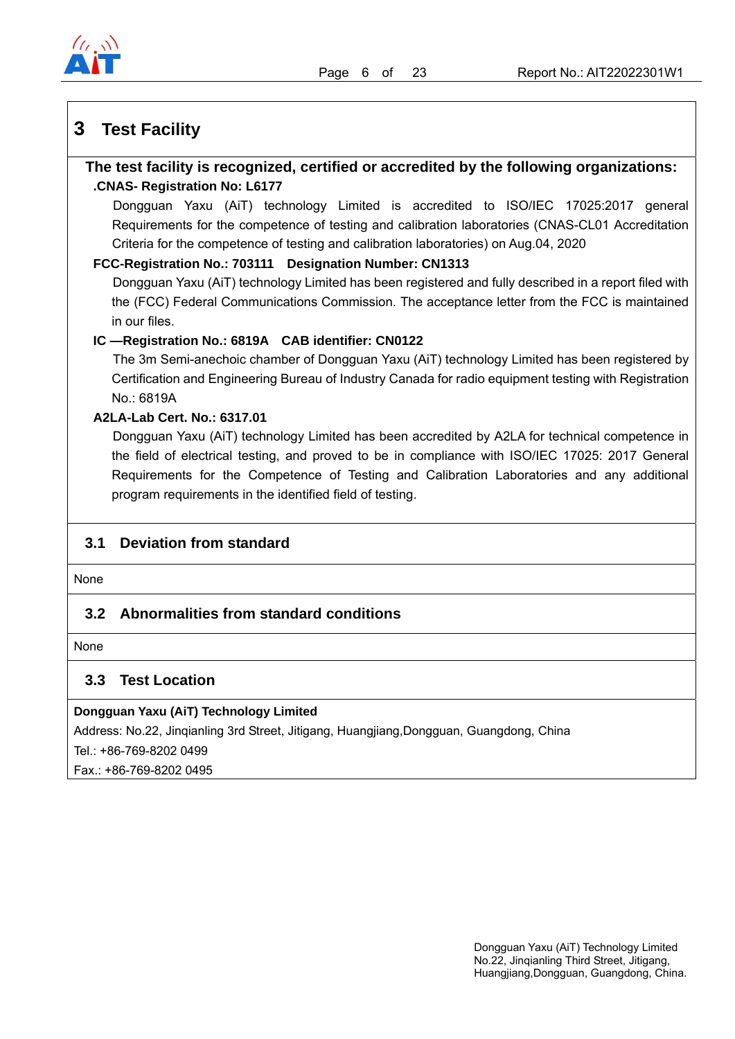# 3 Test Facility

**The test facility is recognized, certified or accredited by the following organizations:**

**.CNAS- Registration No: L6177**

Dongguan Yaxu (AiT) technology Limited is accredited to ISO/IEC 17025:2017 general Requirements for the competence of testing and calibration laboratories (CNAS-CL01 Accreditation Criteria for the competence of testing and calibration laboratories) on Aug.04, 2020

**FCC-Registration No.: 703111  Designation Number: CN1313**

Dongguan Yaxu (AiT) technology Limited has been registered and fully described in a report filed with the (FCC) Federal Communications Commission. The acceptance letter from the FCC is maintained in our files.

**IC —Registration No.: 6819A  CAB identifier: CN0122**

The 3m Semi-anechoic chamber of Dongguan Yaxu (AiT) technology Limited has been registered by Certification and Engineering Bureau of Industry Canada for radio equipment testing with Registration No.: 6819A

**A2LA-Lab Cert. No.: 6317.01**

Dongguan Yaxu (AiT) technology Limited has been accredited by A2LA for technical competence in the field of electrical testing, and proved to be in compliance with ISO/IEC 17025: 2017 General Requirements for the Competence of Testing and Calibration Laboratories and any additional program requirements in the identified field of testing.

## 3.1 Deviation from standard

None

## 3.2 Abnormalities from standard conditions

None

## 3.3 Test Location

**Dongguan Yaxu (AiT) Technology Limited**

Address: No.22, Jinqianling 3rd Street, Jitigang, Huangjiang,Dongguan, Guangdong, China

Tel.: +86-769-8202 0499

Fax.: +86-769-8202 0495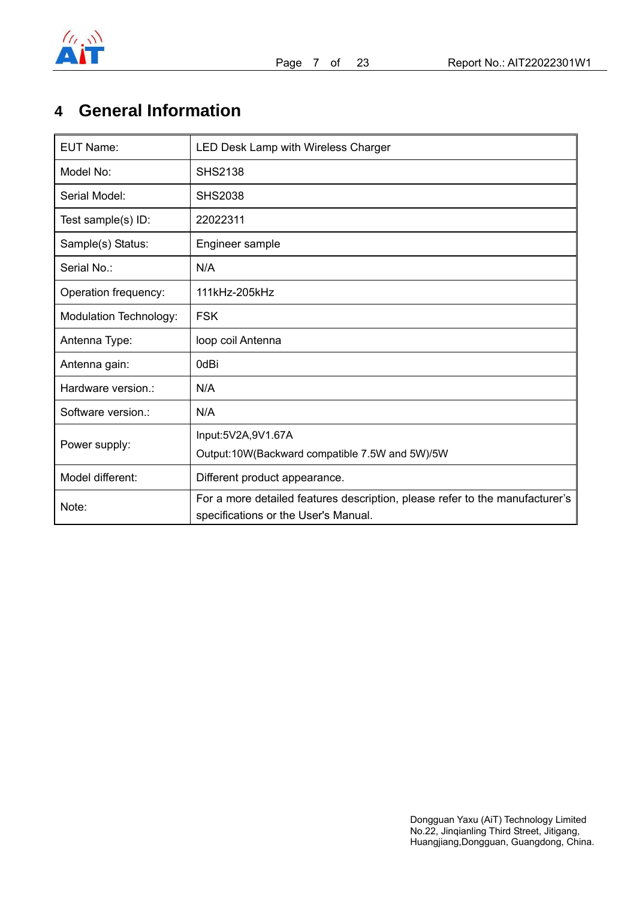# 4 General Information

| EUT Name: | LED Desk Lamp with Wireless Charger |
|---|---|
| Model No: | SHS2138 |
| Serial Model: | SHS2038 |
| Test sample(s) ID: | 22022311 |
| Sample(s) Status: | Engineer sample |
| Serial No.: | N/A |
| Operation frequency: | 111kHz-205kHz |
| Modulation Technology: | FSK |
| Antenna Type: | loop coil Antenna |
| Antenna gain: | 0dBi |
| Hardware version.: | N/A |
| Software version.: | N/A |
| Power supply: | Input:5V2A,9V1.67A<br>Output:10W(Backward compatible 7.5W and 5W)/5W |
| Model different: | Different product appearance. |
| Note: | For a more detailed features description, please refer to the manufacturer's specifications or the User's Manual. |

Dongguan Yaxu (AiT) Technology Limited
No.22, Jinqianling Third Street, Jitigang,
Huangjiang,Dongguan, Guangdong, China.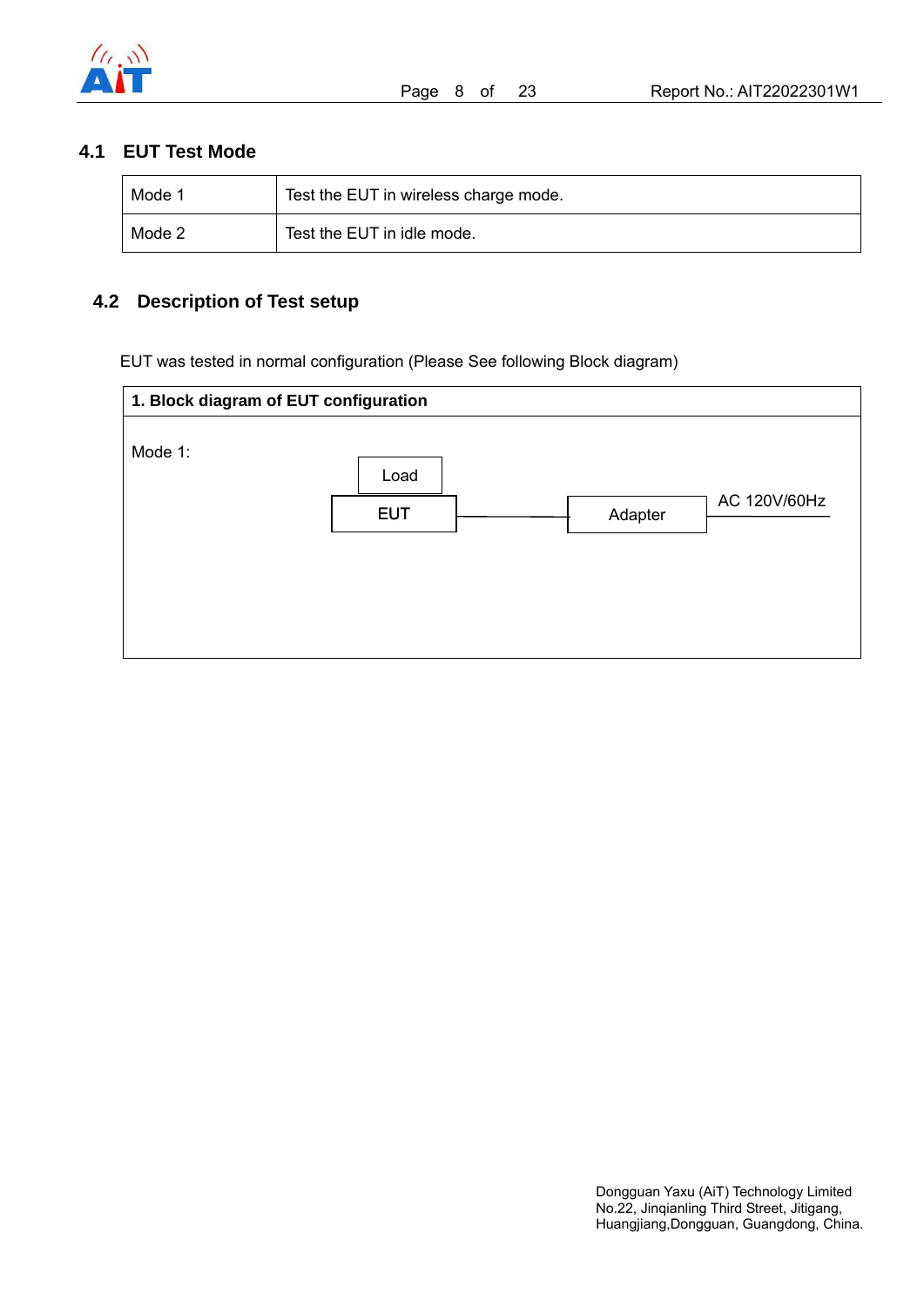### 4.1 EUT Test Mode

| Mode 1 | Test the EUT in wireless charge mode. |
|---|---|
| Mode 2 | Test the EUT in idle mode. |

### 4.2 Description of Test setup

EUT was tested in normal configuration (Please See following Block diagram)

**1. Block diagram of EUT configuration**

Mode 1:

Load

EUT —— Adapter —— AC 120V/60Hz

Dongguan Yaxu (AiT) Technology Limited
No.22, Jinqianling Third Street, Jitigang,
Huangjiang,Dongguan, Guangdong, China.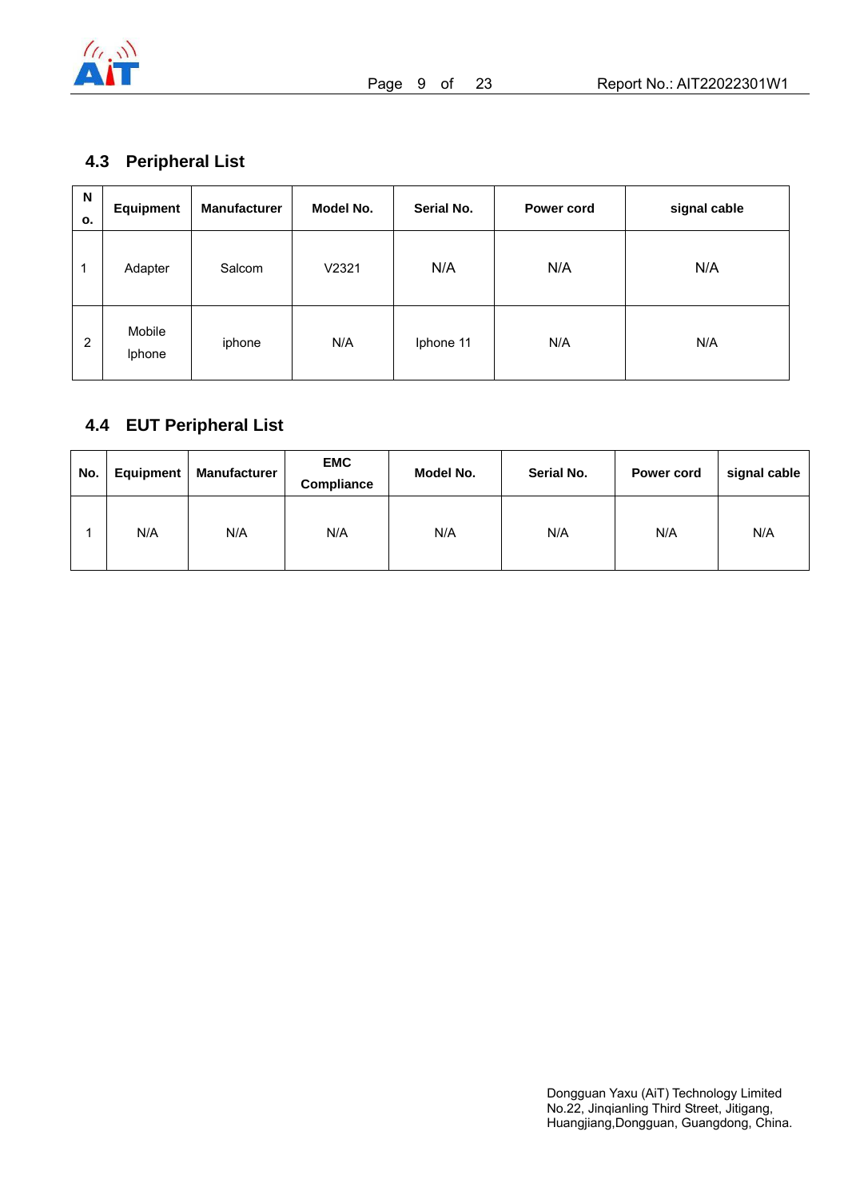## 4.3 Peripheral List

| No. | Equipment | Manufacturer | Model No. | Serial No. | Power cord | signal cable |
|---|---|---|---|---|---|---|
| 1 | Adapter | Salcom | V2321 | N/A | N/A | N/A |
| 2 | Mobile Iphone | iphone | N/A | Iphone 11 | N/A | N/A |

## 4.4 EUT Peripheral List

| No. | Equipment | Manufacturer | EMC Compliance | Model No. | Serial No. | Power cord | signal cable |
|---|---|---|---|---|---|---|---|
| 1 | N/A | N/A | N/A | N/A | N/A | N/A | N/A |

Dongguan Yaxu (AiT) Technology Limited
No.22, Jinqianling Third Street, Jitigang,
Huangjiang,Dongguan, Guangdong, China.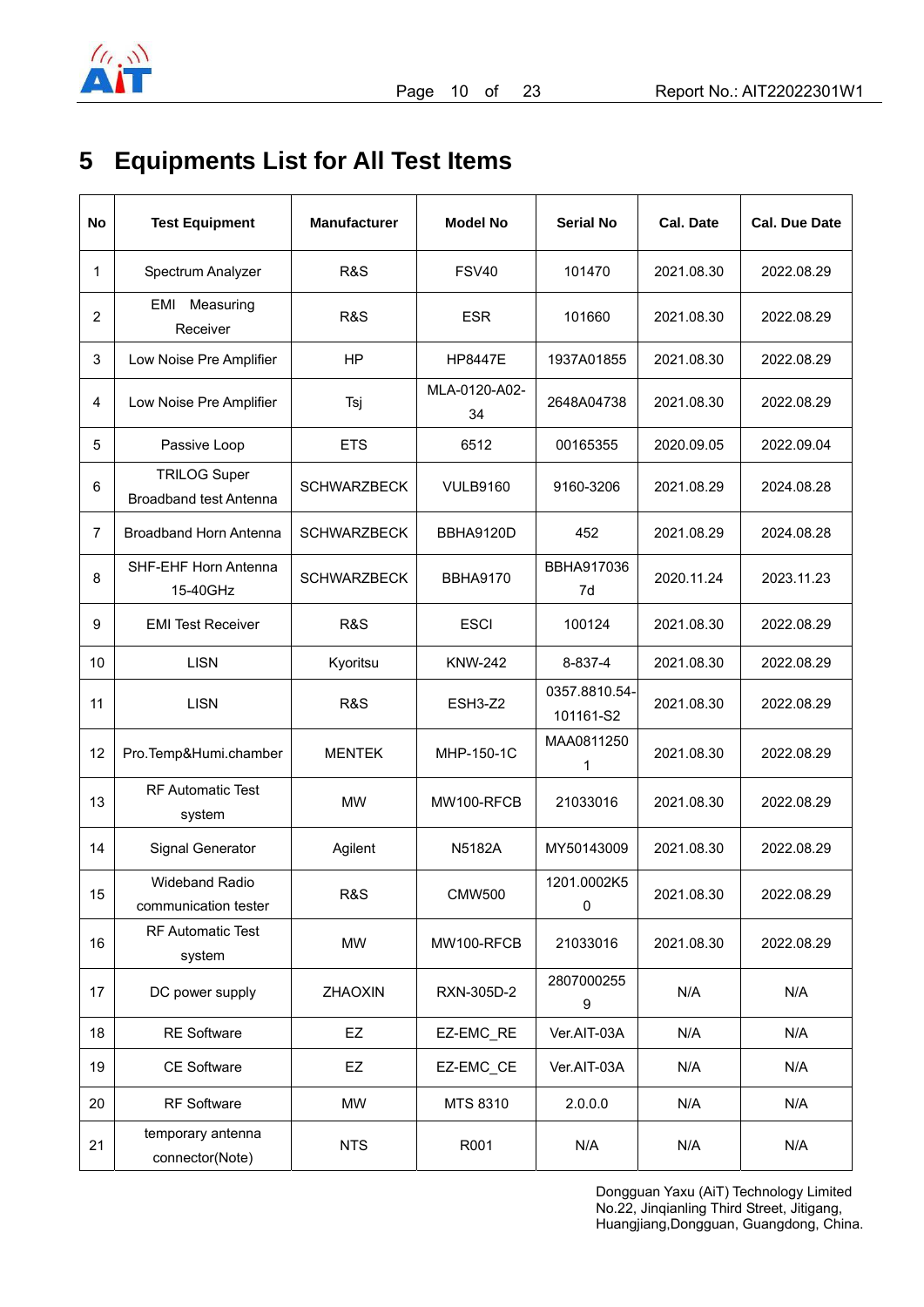# 5 Equipments List for All Test Items

| No | Test Equipment | Manufacturer | Model No | Serial No | Cal. Date | Cal. Due Date |
|---|---|---|---|---|---|---|
| 1 | Spectrum Analyzer | R&S | FSV40 | 101470 | 2021.08.30 | 2022.08.29 |
| 2 | EMI Measuring Receiver | R&S | ESR | 101660 | 2021.08.30 | 2022.08.29 |
| 3 | Low Noise Pre Amplifier | HP | HP8447E | 1937A01855 | 2021.08.30 | 2022.08.29 |
| 4 | Low Noise Pre Amplifier | Tsj | MLA-0120-A02-34 | 2648A04738 | 2021.08.30 | 2022.08.29 |
| 5 | Passive Loop | ETS | 6512 | 00165355 | 2020.09.05 | 2022.09.04 |
| 6 | TRILOG Super Broadband test Antenna | SCHWARZBECK | VULB9160 | 9160-3206 | 2021.08.29 | 2024.08.28 |
| 7 | Broadband Horn Antenna | SCHWARZBECK | BBHA9120D | 452 | 2021.08.29 | 2024.08.28 |
| 8 | SHF-EHF Horn Antenna 15-40GHz | SCHWARZBECK | BBHA9170 | BBHA917036 7d | 2020.11.24 | 2023.11.23 |
| 9 | EMI Test Receiver | R&S | ESCI | 100124 | 2021.08.30 | 2022.08.29 |
| 10 | LISN | Kyoritsu | KNW-242 | 8-837-4 | 2021.08.30 | 2022.08.29 |
| 11 | LISN | R&S | ESH3-Z2 | 0357.8810.54-101161-S2 | 2021.08.30 | 2022.08.29 |
| 12 | Pro.Temp&Humi.chamber | MENTEK | MHP-150-1C | MAA0811250 1 | 2021.08.30 | 2022.08.29 |
| 13 | RF Automatic Test system | MW | MW100-RFCB | 21033016 | 2021.08.30 | 2022.08.29 |
| 14 | Signal Generator | Agilent | N5182A | MY50143009 | 2021.08.30 | 2022.08.29 |
| 15 | Wideband Radio communication tester | R&S | CMW500 | 1201.0002K5 0 | 2021.08.30 | 2022.08.29 |
| 16 | RF Automatic Test system | MW | MW100-RFCB | 21033016 | 2021.08.30 | 2022.08.29 |
| 17 | DC power supply | ZHAOXIN | RXN-305D-2 | 2807000255 9 | N/A | N/A |
| 18 | RE Software | EZ | EZ-EMC_RE | Ver.AIT-03A | N/A | N/A |
| 19 | CE Software | EZ | EZ-EMC_CE | Ver.AIT-03A | N/A | N/A |
| 20 | RF Software | MW | MTS 8310 | 2.0.0.0 | N/A | N/A |
| 21 | temporary antenna connector(Note) | NTS | R001 | N/A | N/A | N/A |

Dongguan Yaxu (AiT) Technology Limited
No.22, Jinqianling Third Street, Jitigang, Huangjiang,Dongguan, Guangdong, China.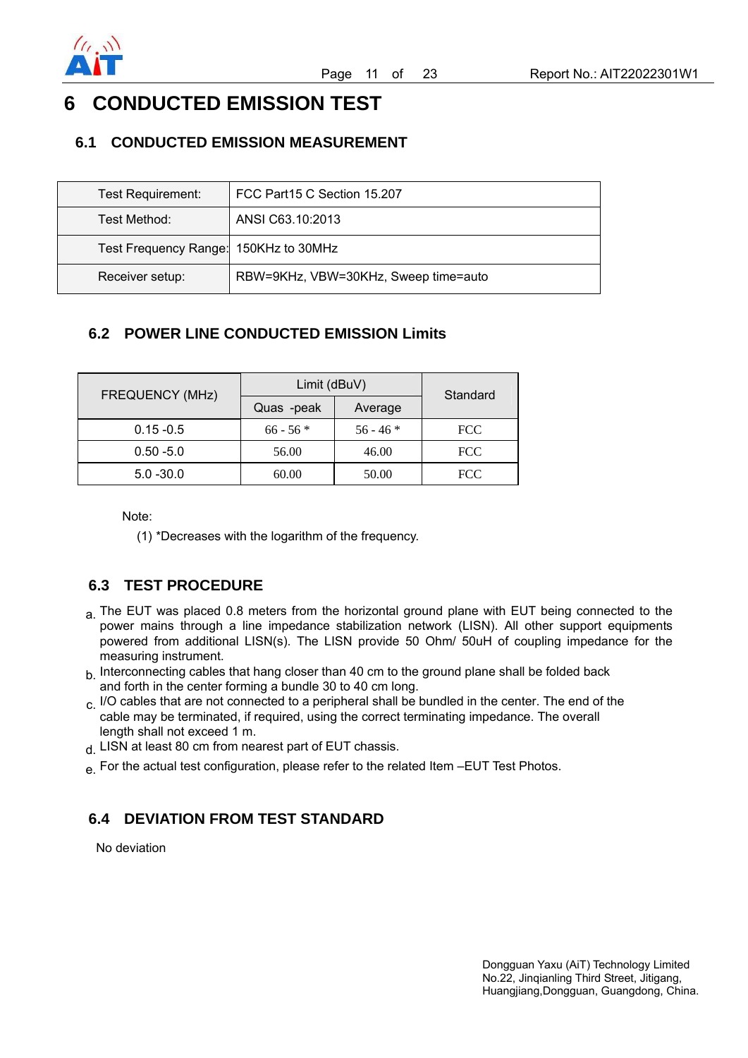# 6 CONDUCTED EMISSION TEST

## 6.1 CONDUCTED EMISSION MEASUREMENT

| Test Requirement: | FCC Part15 C Section 15.207 |
|---|---|
| Test Method: | ANSI C63.10:2013 |
| Test Frequency Range: | 150KHz to 30MHz |
| Receiver setup: | RBW=9KHz, VBW=30KHz, Sweep time=auto |

## 6.2 POWER LINE CONDUCTED EMISSION Limits

| FREQUENCY (MHz) | Limit (dBuV) | | Standard |
|---|---|---|---|
| | Quas -peak | Average | |
| 0.15 -0.5 | 66 - 56 * | 56 - 46 * | FCC |
| 0.50 -5.0 | 56.00 | 46.00 | FCC |
| 5.0 -30.0 | 60.00 | 50.00 | FCC |

Note:

(1) *Decreases with the logarithm of the frequency.

## 6.3 TEST PROCEDURE

a. The EUT was placed 0.8 meters from the horizontal ground plane with EUT being connected to the power mains through a line impedance stabilization network (LISN). All other support equipments powered from additional LISN(s). The LISN provide 50 Ohm/ 50uH of coupling impedance for the measuring instrument.

b. Interconnecting cables that hang closer than 40 cm to the ground plane shall be folded back and forth in the center forming a bundle 30 to 40 cm long.

c. I/O cables that are not connected to a peripheral shall be bundled in the center. The end of the cable may be terminated, if required, using the correct terminating impedance. The overall length shall not exceed 1 m.

d. LISN at least 80 cm from nearest part of EUT chassis.

e. For the actual test configuration, please refer to the related Item –EUT Test Photos.

## 6.4 DEVIATION FROM TEST STANDARD

No deviation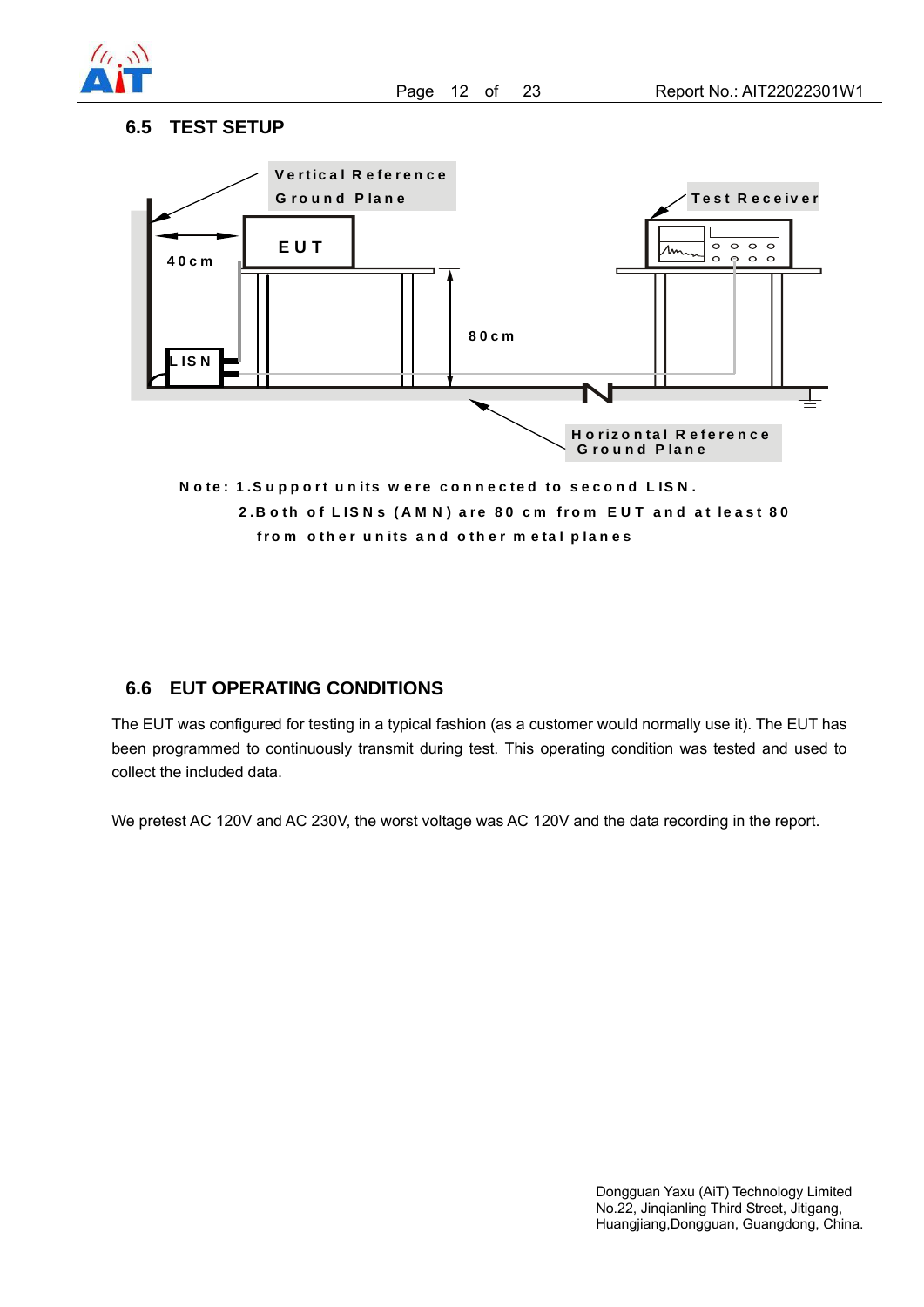## 6.5 TEST SETUP

Vertical Reference Ground Plane

Test Receiver

EUT

40cm

80cm

LISN

Horizontal Reference Ground Plane

Note: 1.Support units were connected to second LISN.

2.Both of LISNs (AMN) are 80 cm from EUT and at least 80 from other units and other metal planes

## 6.6 EUT OPERATING CONDITIONS

The EUT was configured for testing in a typical fashion (as a customer would normally use it). The EUT has been programmed to continuously transmit during test. This operating condition was tested and used to collect the included data.

We pretest AC 120V and AC 230V, the worst voltage was AC 120V and the data recording in the report.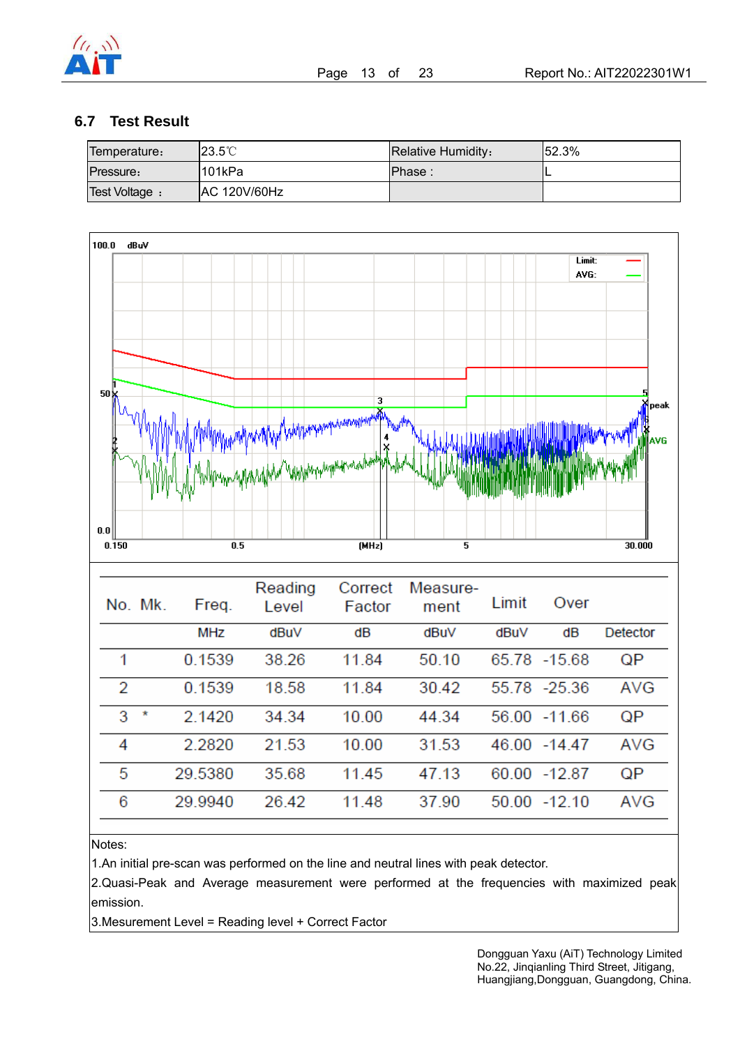## 6.7 Test Result

| Temperature: | 23.5℃ | Relative Humidity: | 52.3% |
|---|---|---|---|
| Pressure: | 101kPa | Phase : | L |
| Test Voltage : | AC 120V/60Hz | | |

| No. | Mk. | Freq. | Reading Level | Correct Factor | Measure-ment | Limit | Over | |
|---|---|---|---|---|---|---|---|---|
| | | MHz | dBuV | dB | dBuV | dBuV | dB | Detector |
| 1 | | 0.1539 | 38.26 | 11.84 | 50.10 | 65.78 | -15.68 | QP |
| 2 | | 0.1539 | 18.58 | 11.84 | 30.42 | 55.78 | -25.36 | AVG |
| 3 | * | 2.1420 | 34.34 | 10.00 | 44.34 | 56.00 | -11.66 | QP |
| 4 | | 2.2820 | 21.53 | 10.00 | 31.53 | 46.00 | -14.47 | AVG |
| 5 | | 29.5380 | 35.68 | 11.45 | 47.13 | 60.00 | -12.87 | QP |
| 6 | | 29.9940 | 26.42 | 11.48 | 37.90 | 50.00 | -12.10 | AVG |

Notes:

1.An initial pre-scan was performed on the line and neutral lines with peak detector.

2.Quasi-Peak and Average measurement were performed at the frequencies with maximized peak emission.

3.Mesurement Level = Reading level + Correct Factor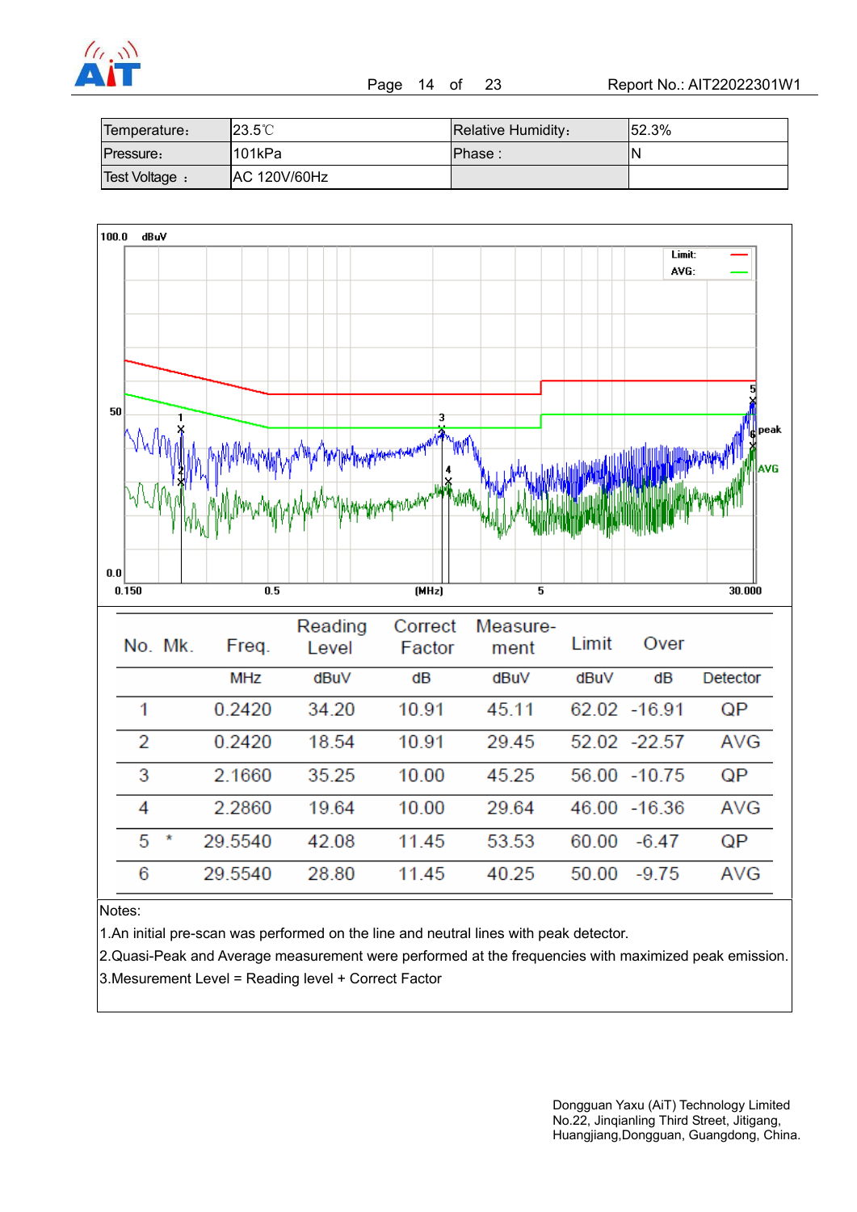| Temperature： | 23.5℃ | Relative Humidity： | 52.3% |
|---|---|---|---|
| Pressure： | 101kPa | Phase : | N |
| Test Voltage ： | AC 120V/60Hz | | |

| No. | Mk. | Freq. | Reading Level | Correct Factor | Measure-ment | Limit | Over | |
|---|---|---|---|---|---|---|---|---|
| | | MHz | dBuV | dB | dBuV | dBuV | dB | Detector |
| 1 | | 0.2420 | 34.20 | 10.91 | 45.11 | 62.02 | -16.91 | QP |
| 2 | | 0.2420 | 18.54 | 10.91 | 29.45 | 52.02 | -22.57 | AVG |
| 3 | | 2.1660 | 35.25 | 10.00 | 45.25 | 56.00 | -10.75 | QP |
| 4 | | 2.2860 | 19.64 | 10.00 | 29.64 | 46.00 | -16.36 | AVG |
| 5 | * | 29.5540 | 42.08 | 11.45 | 53.53 | 60.00 | -6.47 | QP |
| 6 | | 29.5540 | 28.80 | 11.45 | 40.25 | 50.00 | -9.75 | AVG |

Notes:

1.An initial pre-scan was performed on the line and neutral lines with peak detector.

2.Quasi-Peak and Average measurement were performed at the frequencies with maximized peak emission.

3.Mesurement Level = Reading level + Correct Factor

Dongguan Yaxu (AiT) Technology Limited
No.22, Jinqianling Third Street, Jitigang,
Huangjiang,Dongguan, Guangdong, China.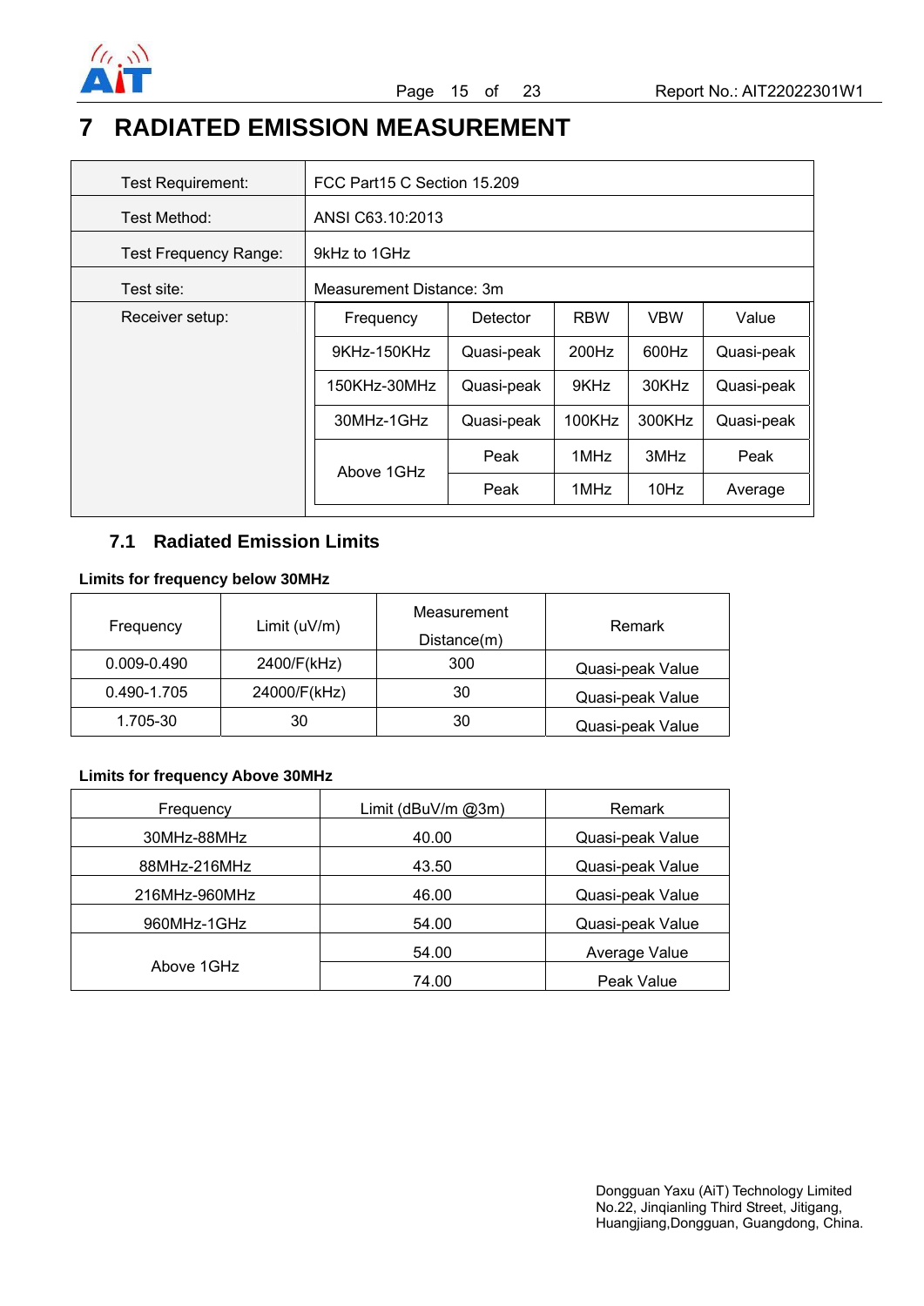# 7 RADIATED EMISSION MEASUREMENT

| | | | | | |
|---|---|---|---|---|---|
| Test Requirement: | FCC Part15 C Section 15.209 | | | | |
| Test Method: | ANSI C63.10:2013 | | | | |
| Test Frequency Range: | 9kHz to 1GHz | | | | |
| Test site: | Measurement Distance: 3m | | | | |
| Receiver setup: | Frequency | Detector | RBW | VBW | Value |
| | 9KHz-150KHz | Quasi-peak | 200Hz | 600Hz | Quasi-peak |
| | 150KHz-30MHz | Quasi-peak | 9KHz | 30KHz | Quasi-peak |
| | 30MHz-1GHz | Quasi-peak | 100KHz | 300KHz | Quasi-peak |
| | Above 1GHz | Peak | 1MHz | 3MHz | Peak |
| | | Peak | 1MHz | 10Hz | Average |

## 7.1 Radiated Emission Limits

**Limits for frequency below 30MHz**

| Frequency | Limit (uV/m) | Measurement Distance(m) | Remark |
|---|---|---|---|
| 0.009-0.490 | 2400/F(kHz) | 300 | Quasi-peak Value |
| 0.490-1.705 | 24000/F(kHz) | 30 | Quasi-peak Value |
| 1.705-30 | 30 | 30 | Quasi-peak Value |

**Limits for frequency Above 30MHz**

| Frequency | Limit (dBuV/m @3m) | Remark |
|---|---|---|
| 30MHz-88MHz | 40.00 | Quasi-peak Value |
| 88MHz-216MHz | 43.50 | Quasi-peak Value |
| 216MHz-960MHz | 46.00 | Quasi-peak Value |
| 960MHz-1GHz | 54.00 | Quasi-peak Value |
| Above 1GHz | 54.00 | Average Value |
| | 74.00 | Peak Value |

Dongguan Yaxu (AiT) Technology Limited
No.22, Jinqianling Third Street, Jitigang,
Huangjiang,Dongguan, Guangdong, China.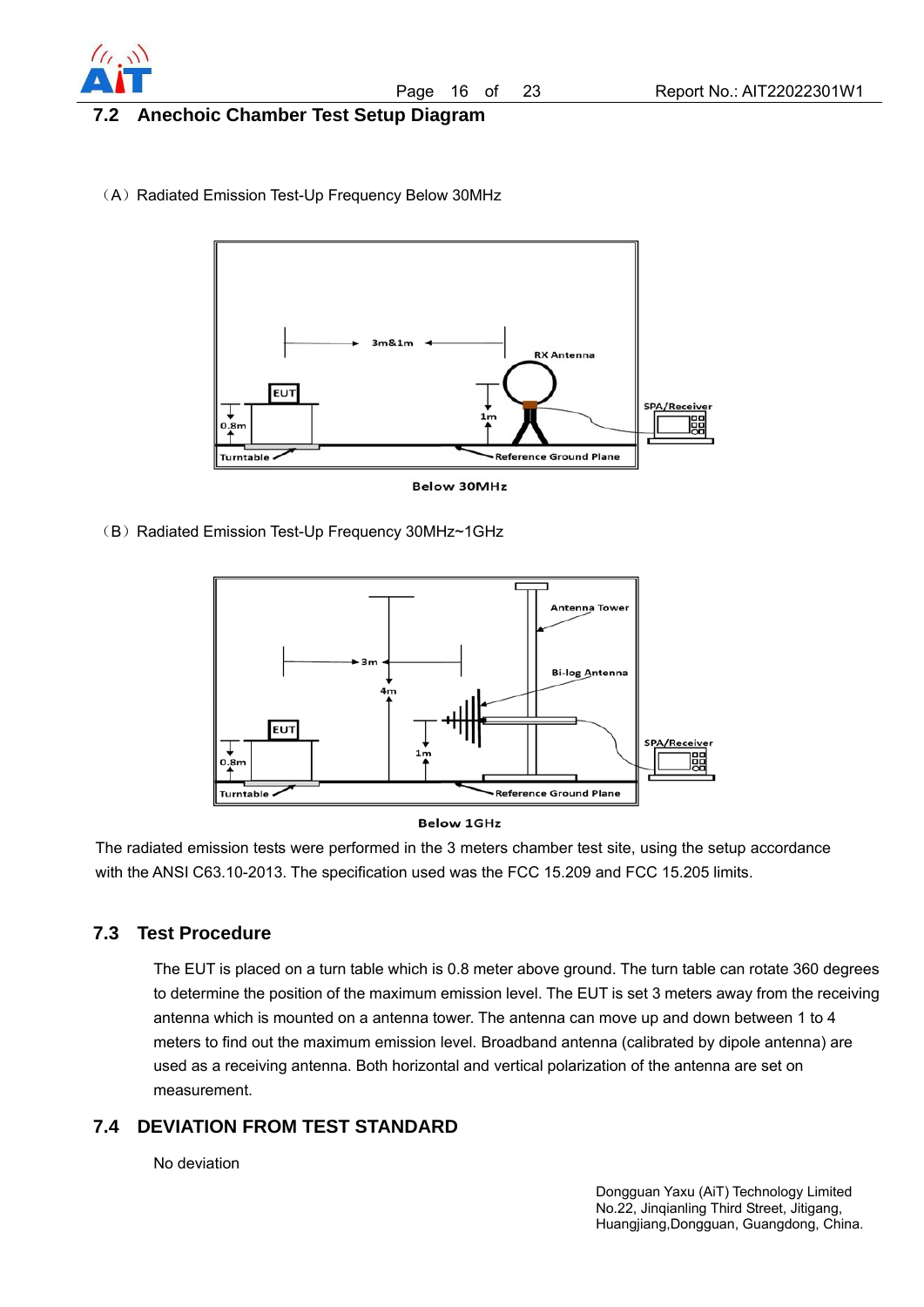## 7.2 Anechoic Chamber Test Setup Diagram

（A）Radiated Emission Test-Up Frequency Below 30MHz

Below 30MHz

（B）Radiated Emission Test-Up Frequency 30MHz~1GHz

Below 1GHz

The radiated emission tests were performed in the 3 meters chamber test site, using the setup accordance with the ANSI C63.10-2013. The specification used was the FCC 15.209 and FCC 15.205 limits.

## 7.3 Test Procedure

The EUT is placed on a turn table which is 0.8 meter above ground. The turn table can rotate 360 degrees to determine the position of the maximum emission level. The EUT is set 3 meters away from the receiving antenna which is mounted on a antenna tower. The antenna can move up and down between 1 to 4 meters to find out the maximum emission level. Broadband antenna (calibrated by dipole antenna) are used as a receiving antenna. Both horizontal and vertical polarization of the antenna are set on measurement.

## 7.4 DEVIATION FROM TEST STANDARD

No deviation

Dongguan Yaxu (AiT) Technology Limited
No.22, Jinqianling Third Street, Jitigang,
Huangjiang,Dongguan, Guangdong, China.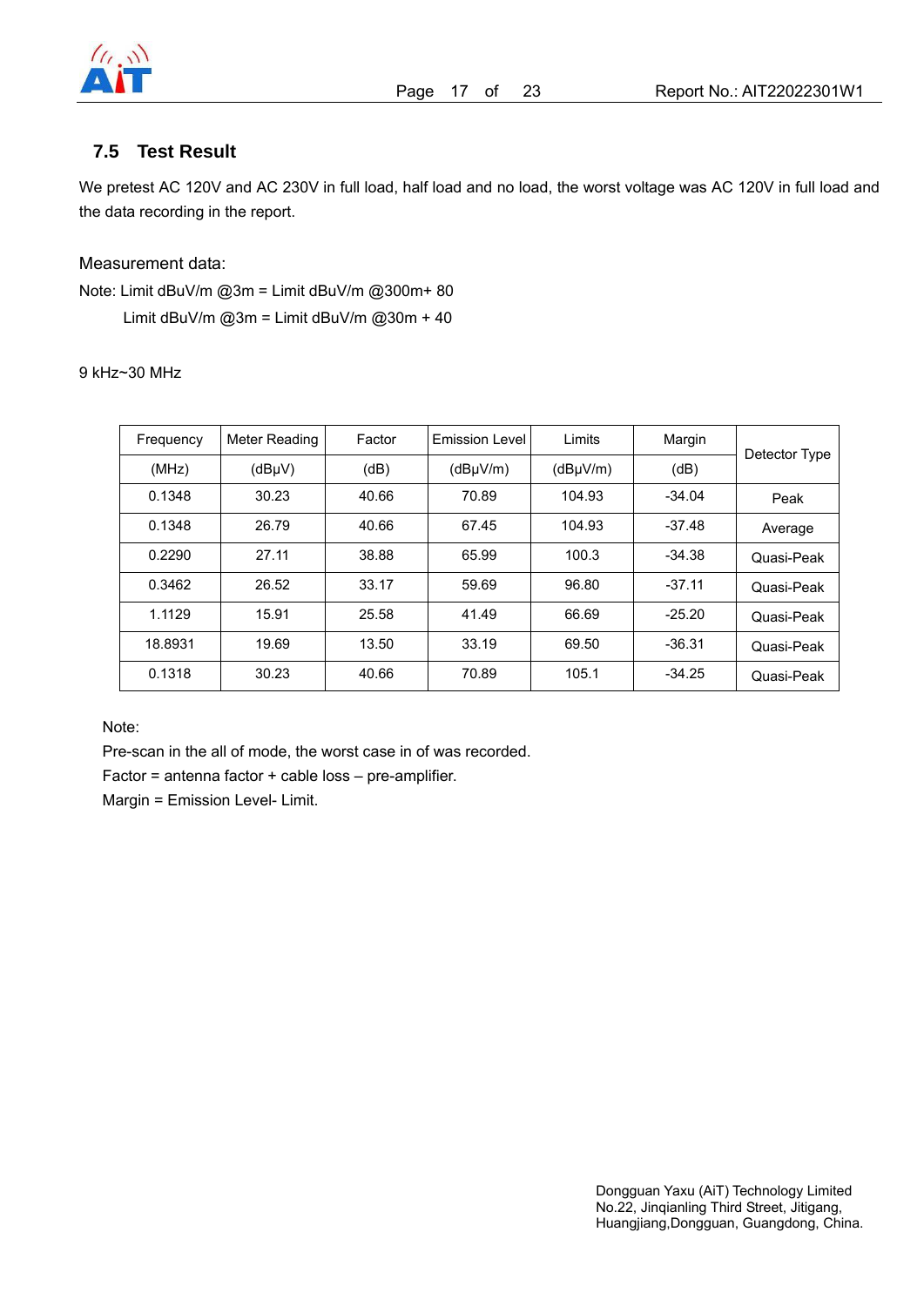## 7.5 Test Result

We pretest AC 120V and AC 230V in full load, half load and no load, the worst voltage was AC 120V in full load and the data recording in the report.

Measurement data:

Note: Limit dBuV/m @3m = Limit dBuV/m @300m+ 80

Limit dBuV/m @3m = Limit dBuV/m @30m + 40

9 kHz~30 MHz

| Frequency (MHz) | Meter Reading (dBμV) | Factor (dB) | Emission Level (dBμV/m) | Limits (dBμV/m) | Margin (dB) | Detector Type |
|---|---|---|---|---|---|---|
| 0.1348 | 30.23 | 40.66 | 70.89 | 104.93 | -34.04 | Peak |
| 0.1348 | 26.79 | 40.66 | 67.45 | 104.93 | -37.48 | Average |
| 0.2290 | 27.11 | 38.88 | 65.99 | 100.3 | -34.38 | Quasi-Peak |
| 0.3462 | 26.52 | 33.17 | 59.69 | 96.80 | -37.11 | Quasi-Peak |
| 1.1129 | 15.91 | 25.58 | 41.49 | 66.69 | -25.20 | Quasi-Peak |
| 18.8931 | 19.69 | 13.50 | 33.19 | 69.50 | -36.31 | Quasi-Peak |
| 0.1318 | 30.23 | 40.66 | 70.89 | 105.1 | -34.25 | Quasi-Peak |

Note:

Pre-scan in the all of mode, the worst case in of was recorded.

Factor = antenna factor + cable loss – pre-amplifier.

Margin = Emission Level- Limit.

Dongguan Yaxu (AiT) Technology Limited
No.22, Jinqianling Third Street, Jitigang,
Huangjiang,Dongguan, Guangdong, China.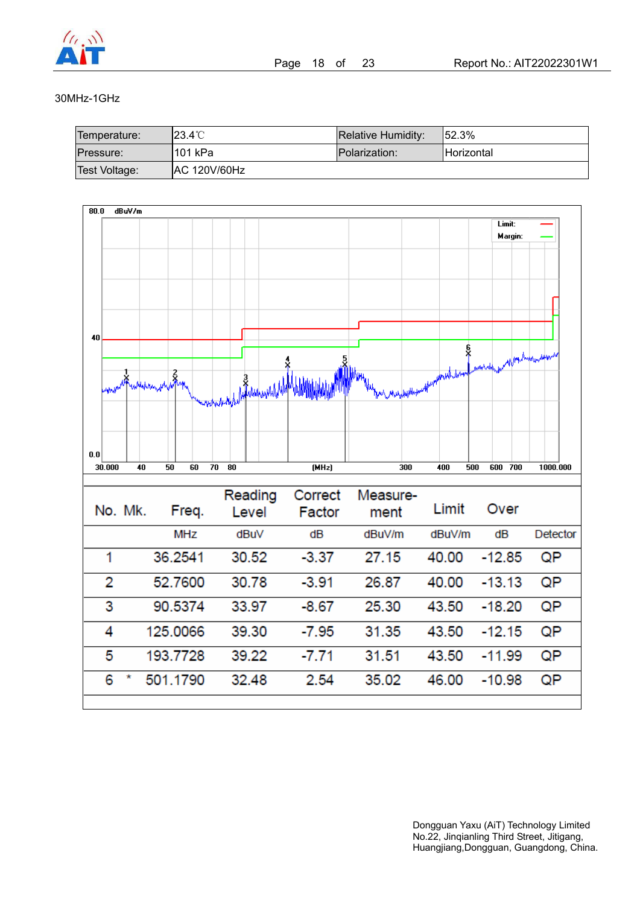30MHz-1GHz

| Temperature: | 23.4℃ | Relative Humidity: | 52.3% |
|---|---|---|---|
| Pressure: | 101 kPa | Polarization: | Horizontal |
| Test Voltage: | AC 120V/60Hz | | |

| No. | Mk. | Freq. | Reading Level | Correct Factor | Measure-ment | Limit | Over | |
|---|---|---|---|---|---|---|---|---|
| | | MHz | dBuV | dB | dBuV/m | dBuV/m | dB | Detector |
| 1 | | 36.2541 | 30.52 | -3.37 | 27.15 | 40.00 | -12.85 | QP |
| 2 | | 52.7600 | 30.78 | -3.91 | 26.87 | 40.00 | -13.13 | QP |
| 3 | | 90.5374 | 33.97 | -8.67 | 25.30 | 43.50 | -18.20 | QP |
| 4 | | 125.0066 | 39.30 | -7.95 | 31.35 | 43.50 | -12.15 | QP |
| 5 | | 193.7728 | 39.22 | -7.71 | 31.51 | 43.50 | -11.99 | QP |
| 6 | * | 501.1790 | 32.48 | 2.54 | 35.02 | 46.00 | -10.98 | QP |

Dongguan Yaxu (AiT) Technology Limited
No.22, Jinqianling Third Street, Jitigang,
Huangjiang,Dongguan, Guangdong, China.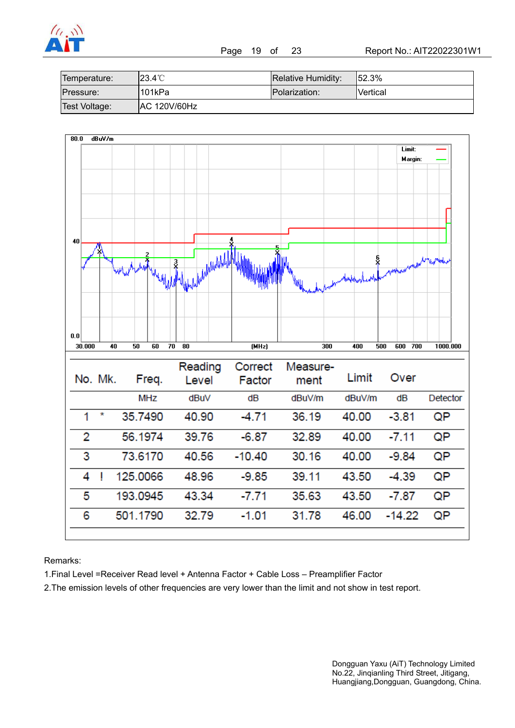| Temperature: | 23.4℃ | Relative Humidity: | 52.3% |
|---|---|---|---|
| Pressure: | 101kPa | Polarization: | Vertical |
| Test Voltage: | AC 120V/60Hz | | |

| No. | Mk. | Freq. | Reading Level | Correct Factor | Measure-ment | Limit | Over | |
|---|---|---|---|---|---|---|---|---|
| | | MHz | dBuV | dB | dBuV/m | dBuV/m | dB | Detector |
| 1 | * | 35.7490 | 40.90 | -4.71 | 36.19 | 40.00 | -3.81 | QP |
| 2 | | 56.1974 | 39.76 | -6.87 | 32.89 | 40.00 | -7.11 | QP |
| 3 | | 73.6170 | 40.56 | -10.40 | 30.16 | 40.00 | -9.84 | QP |
| 4 | ! | 125.0066 | 48.96 | -9.85 | 39.11 | 43.50 | -4.39 | QP |
| 5 | | 193.0945 | 43.34 | -7.71 | 35.63 | 43.50 | -7.87 | QP |
| 6 | | 501.1790 | 32.79 | -1.01 | 31.78 | 46.00 | -14.22 | QP |

Remarks:

1.Final Level =Receiver Read level + Antenna Factor + Cable Loss – Preamplifier Factor

2.The emission levels of other frequencies are very lower than the limit and not show in test report.

Dongguan Yaxu (AiT) Technology Limited
No.22, Jinqianling Third Street, Jitigang,
Huangjiang,Dongguan, Guangdong, China.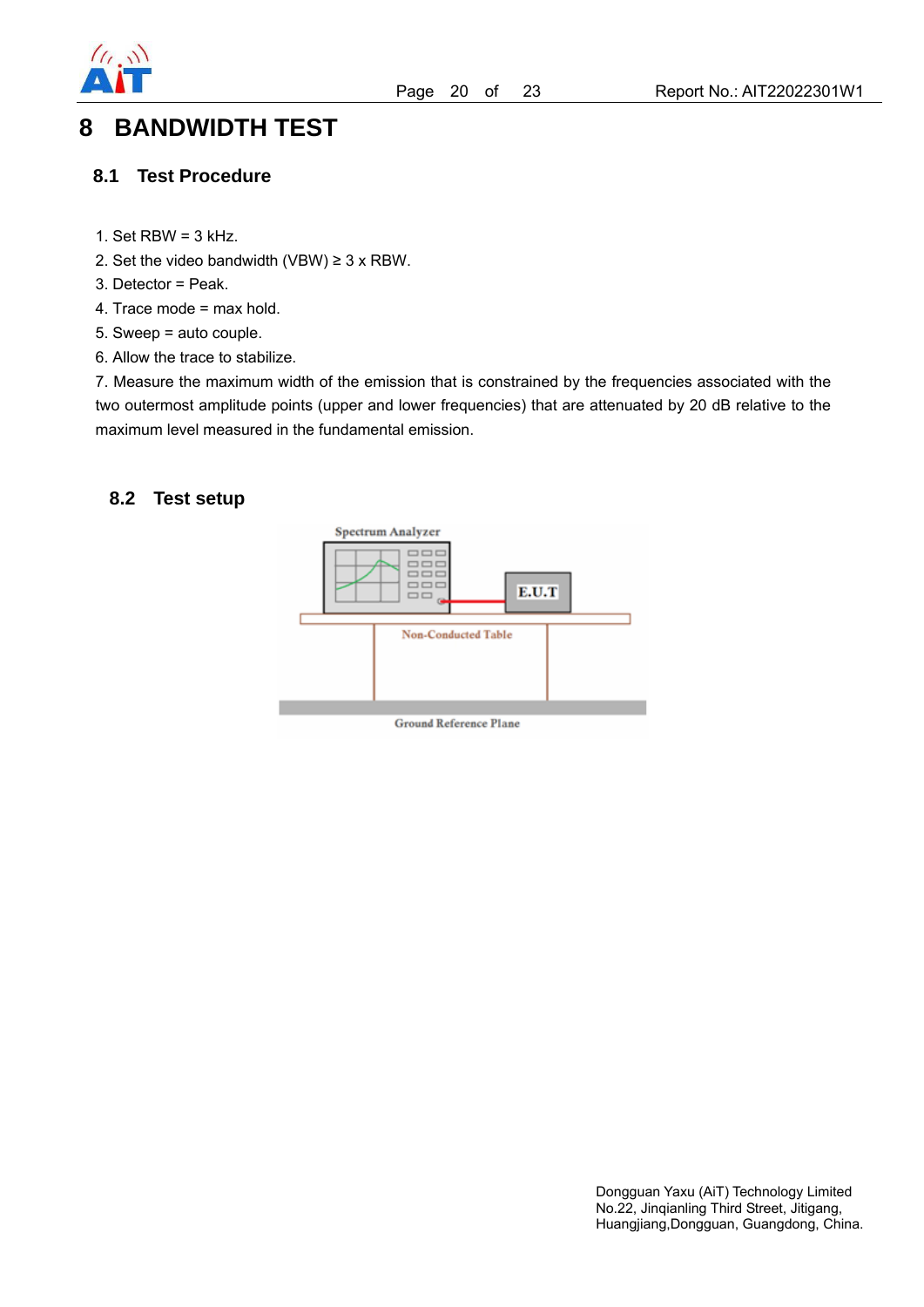# 8 BANDWIDTH TEST

## 8.1 Test Procedure

1. Set RBW = 3 kHz.
2. Set the video bandwidth (VBW) ≥ 3 x RBW.
3. Detector = Peak.
4. Trace mode = max hold.
5. Sweep = auto couple.
6. Allow the trace to stabilize.
7. Measure the maximum width of the emission that is constrained by the frequencies associated with the two outermost amplitude points (upper and lower frequencies) that are attenuated by 20 dB relative to the maximum level measured in the fundamental emission.

## 8.2 Test setup

Spectrum Analyzer

E.U.T

Non-Conducted Table

Ground Reference Plane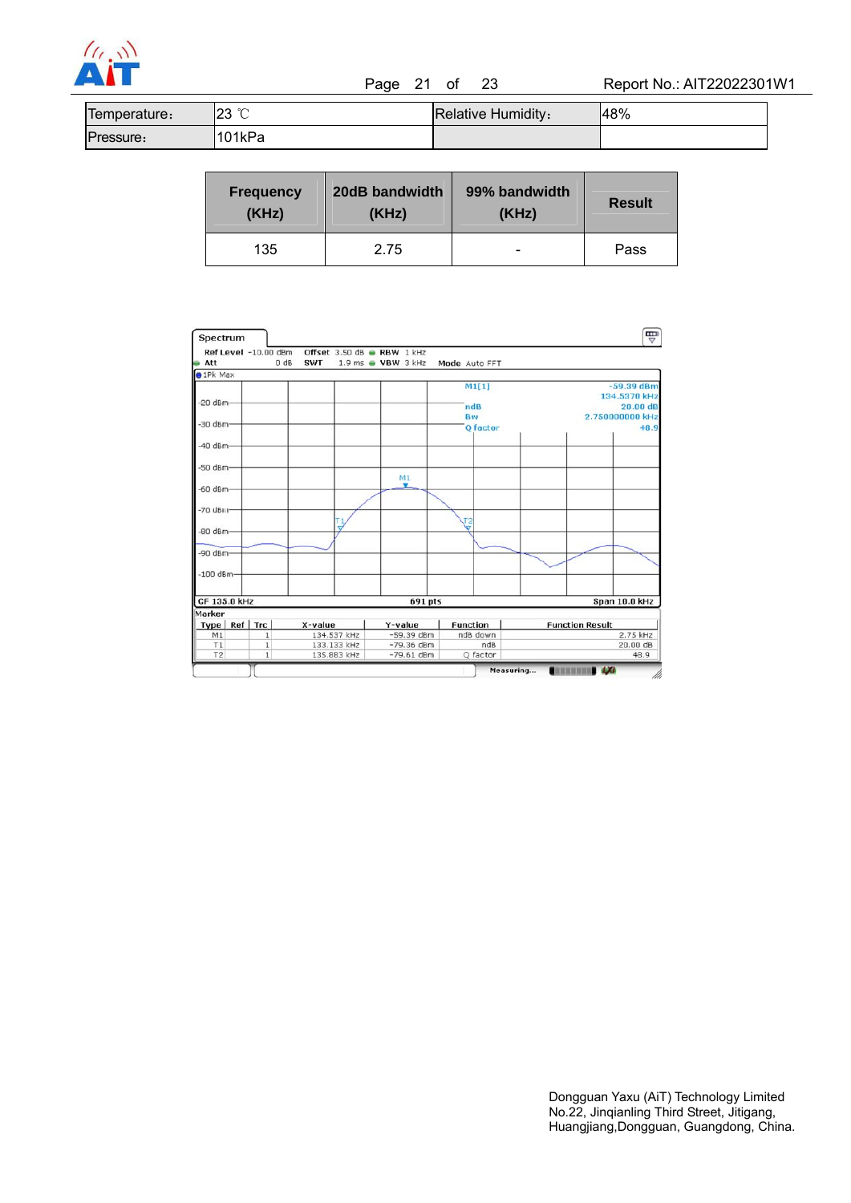| Temperature: | 23 ℃ | Relative Humidity: | 48% |
|---|---|---|---|
| Pressure: | 101kPa | | |

| Frequency (KHz) | 20dB bandwidth (KHz) | 99% bandwidth (KHz) | Result |
|---|---|---|---|
| 135 | 2.75 | - | Pass |

Spectrum

Ref Level -10.00 dBm Offset 3.50 dB RBW 1 kHz
Att 0 dB SWT 1.9 ms VBW 3 kHz Mode Auto FFT

1Pk Max

M1[1] -59.39 dBm 134.5370 kHz
ndB 20.00 dB
Bw 2.750000000 kHz
Q factor 48.9

CF 135.0 kHz 691 pts Span 10.0 kHz

Marker

| Type | Ref | Trc | X-value | Y-value | Function | Function Result |
|---|---|---|---|---|---|---|
| M1 | | 1 | 134.537 kHz | -59.39 dBm | ndB down | 2.75 kHz |
| T1 | | 1 | 133.133 kHz | -79.36 dBm | ndB | 20.00 dB |
| T2 | | 1 | 135.883 kHz | -79.61 dBm | Q factor | 48.9 |

Dongguan Yaxu (AiT) Technology Limited
No.22, Jinqianling Third Street, Jitigang,
Huangjiang,Dongguan, Guangdong, China.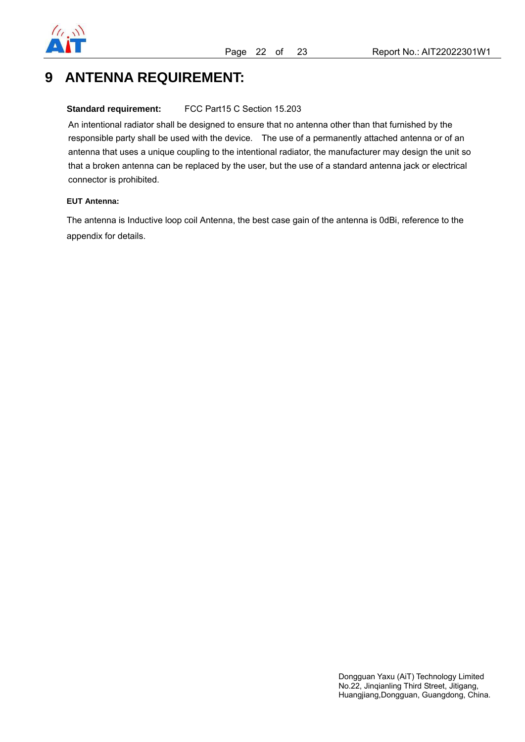# 9 ANTENNA REQUIREMENT:

**Standard requirement:** FCC Part15 C Section 15.203

An intentional radiator shall be designed to ensure that no antenna other than that furnished by the responsible party shall be used with the device. The use of a permanently attached antenna or of an antenna that uses a unique coupling to the intentional radiator, the manufacturer may design the unit so that a broken antenna can be replaced by the user, but the use of a standard antenna jack or electrical connector is prohibited.

**EUT Antenna:**

The antenna is Inductive loop coil Antenna, the best case gain of the antenna is 0dBi, reference to the appendix for details.

Dongguan Yaxu (AiT) Technology Limited
No.22, Jinqianling Third Street, Jitigang, Huangjiang,Dongguan, Guangdong, China.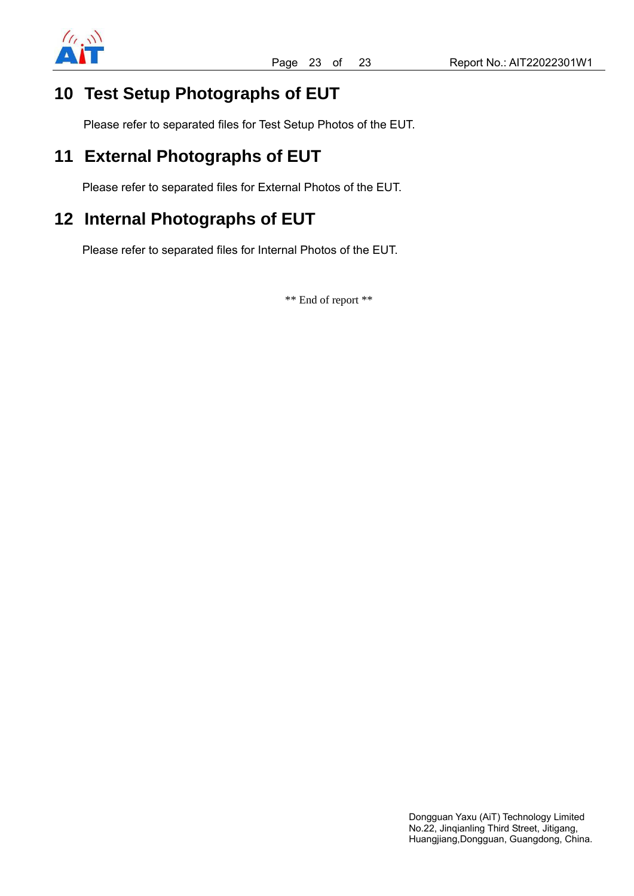# 10 Test Setup Photographs of EUT

Please refer to separated files for Test Setup Photos of the EUT.

# 11 External Photographs of EUT

Please refer to separated files for External Photos of the EUT.

# 12 Internal Photographs of EUT

Please refer to separated files for Internal Photos of the EUT.

** End of report **

Dongguan Yaxu (AiT) Technology Limited
No.22, Jinqianling Third Street, Jitigang,
Huangjiang,Dongguan, Guangdong, China.